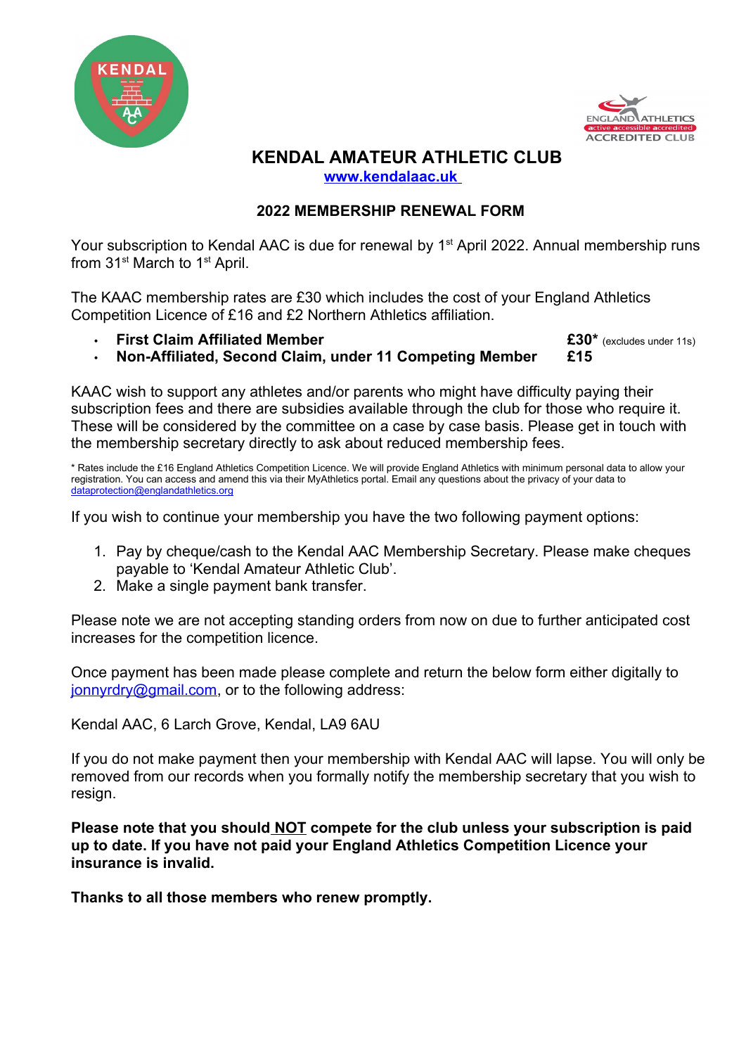# KENDAL AMATEUR ATHLETIC CLUB

**www.kendalaac.uk**

## 2022 MEMBERSHIP RENEWAL FORM

Your subscription to Kendal AAC is due for renewal by 1st April 2022. Annual membership runs from 31st March to 1st April.

The KAAC membership rates are £30 which includes the cost of your England Athletics Competition Licence of £16 and £2 Northern Athletics affiliation.

- **First Claim Affiliated Member** **£30*** (excludes under 11s)
- **Non-Affiliated, Second Claim, under 11 Competing Member** **£15**

KAAC wish to support any athletes and/or parents who might have difficulty paying their subscription fees and there are subsidies available through the club for those who require it. These will be considered by the committee on a case by case basis. Please get in touch with the membership secretary directly to ask about reduced membership fees.

* Rates include the £16 England Athletics Competition Licence. We will provide England Athletics with minimum personal data to allow your registration. You can access and amend this via their MyAthletics portal. Email any questions about the privacy of your data to dataprotection@englandathletics.org

If you wish to continue your membership you have the two following payment options:

1. Pay by cheque/cash to the Kendal AAC Membership Secretary. Please make cheques payable to 'Kendal Amateur Athletic Club'.
2. Make a single payment bank transfer.

Please note we are not accepting standing orders from now on due to further anticipated cost increases for the competition licence.

Once payment has been made please complete and return the below form either digitally to jonnyrdry@gmail.com, or to the following address:

Kendal AAC, 6 Larch Grove, Kendal, LA9 6AU

If you do not make payment then your membership with Kendal AAC will lapse. You will only be removed from our records when you formally notify the membership secretary that you wish to resign.

**Please note that you should NOT compete for the club unless your subscription is paid up to date. If you have not paid your England Athletics Competition Licence your insurance is invalid.**

**Thanks to all those members who renew promptly.**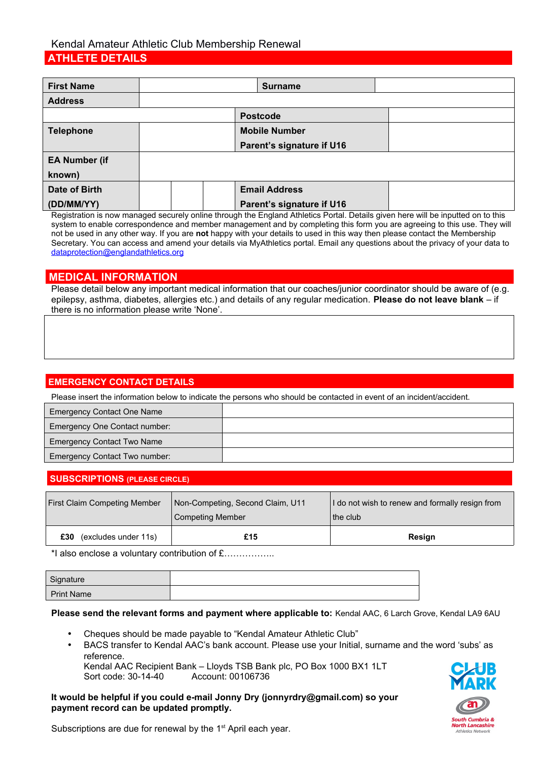Kendal Amateur Athletic Club Membership Renewal

## ATHLETE DETAILS

| | | | | | | |
|---|---|---|---|---|---|---|
| **First Name** | | | | **Surname** | | |
| **Address** | | | | | | |
| | | | | **Postcode** | | |
| **Telephone** | | | | **Mobile Number** / **Parent's signature if U16** | | |
| **EA Number (if known)** | | | | | | |
| **Date of Birth (DD/MM/YY)** | | | | **Email Address** / **Parent's signature if U16** | | |

Registration is now managed securely online through the England Athletics Portal. Details given here will be inputted on to this system to enable correspondence and member management and by completing this form you are agreeing to this use. They will not be used in any other way. If you are **not** happy with your details to used in this way then please contact the Membership Secretary. You can access and amend your details via MyAthletics portal. Email any questions about the privacy of your data to dataprotection@englandathletics.org

## MEDICAL INFORMATION

Please detail below any important medical information that our coaches/junior coordinator should be aware of (e.g. epilepsy, asthma, diabetes, allergies etc.) and details of any regular medication. **Please do not leave blank** – if there is no information please write 'None'.

## EMERGENCY CONTACT DETAILS

Please insert the information below to indicate the persons who should be contacted in event of an incident/accident.

| | |
|---|---|
| Emergency Contact One Name | |
| Emergency One Contact number: | |
| Emergency Contact Two Name | |
| Emergency Contact Two number: | |

## SUBSCRIPTIONS (PLEASE CIRCLE)

| First Claim Competing Member | Non-Competing, Second Claim, U11 Competing Member | I do not wish to renew and formally resign from the club |
|---|---|---|
| **£30** (excludes under 11s) | **£15** | **Resign** |

*I also enclose a voluntary contribution of £……………..

| | |
|---|---|
| Signature | |
| Print Name | |

**Please send the relevant forms and payment where applicable to:** Kendal AAC, 6 Larch Grove, Kendal LA9 6AU

- Cheques should be made payable to "Kendal Amateur Athletic Club"
- BACS transfer to Kendal AAC's bank account. Please use your Initial, surname and the word 'subs' as reference.
  Kendal AAC Recipient Bank – Lloyds TSB Bank plc, PO Box 1000 BX1 1LT
  Sort code: 30-14-40 Account: 00106736

**It would be helpful if you could e-mail Jonny Dry (jonnyrdry@gmail.com) so your payment record can be updated promptly.**

Subscriptions are due for renewal by the 1st April each year.

CLUB MARK

South Cumbria & North Lancashire Athletics Network